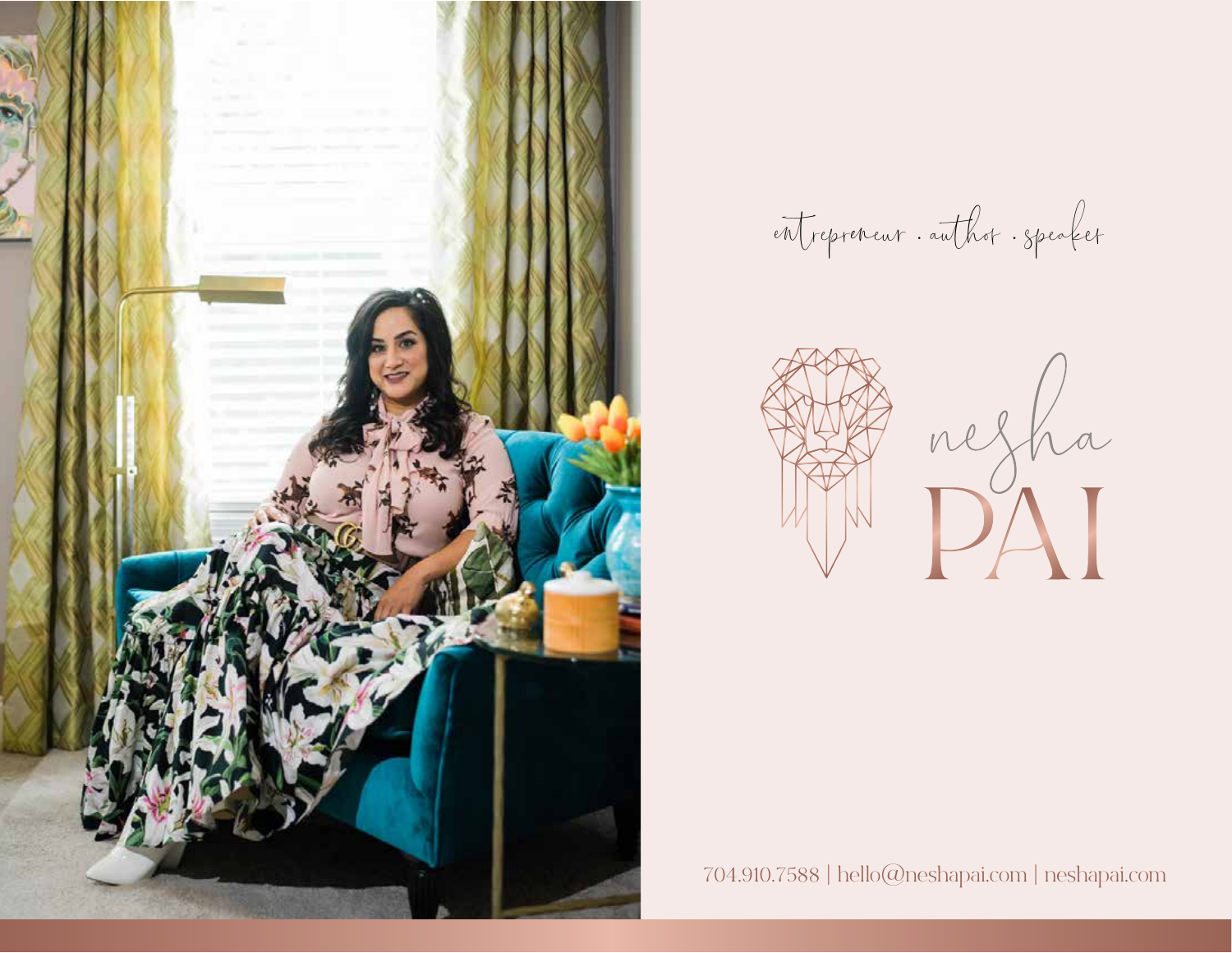entrepreneur . author . speaker

# nesha PAI

704.910.7588 | hello@neshapai.com | neshapai.com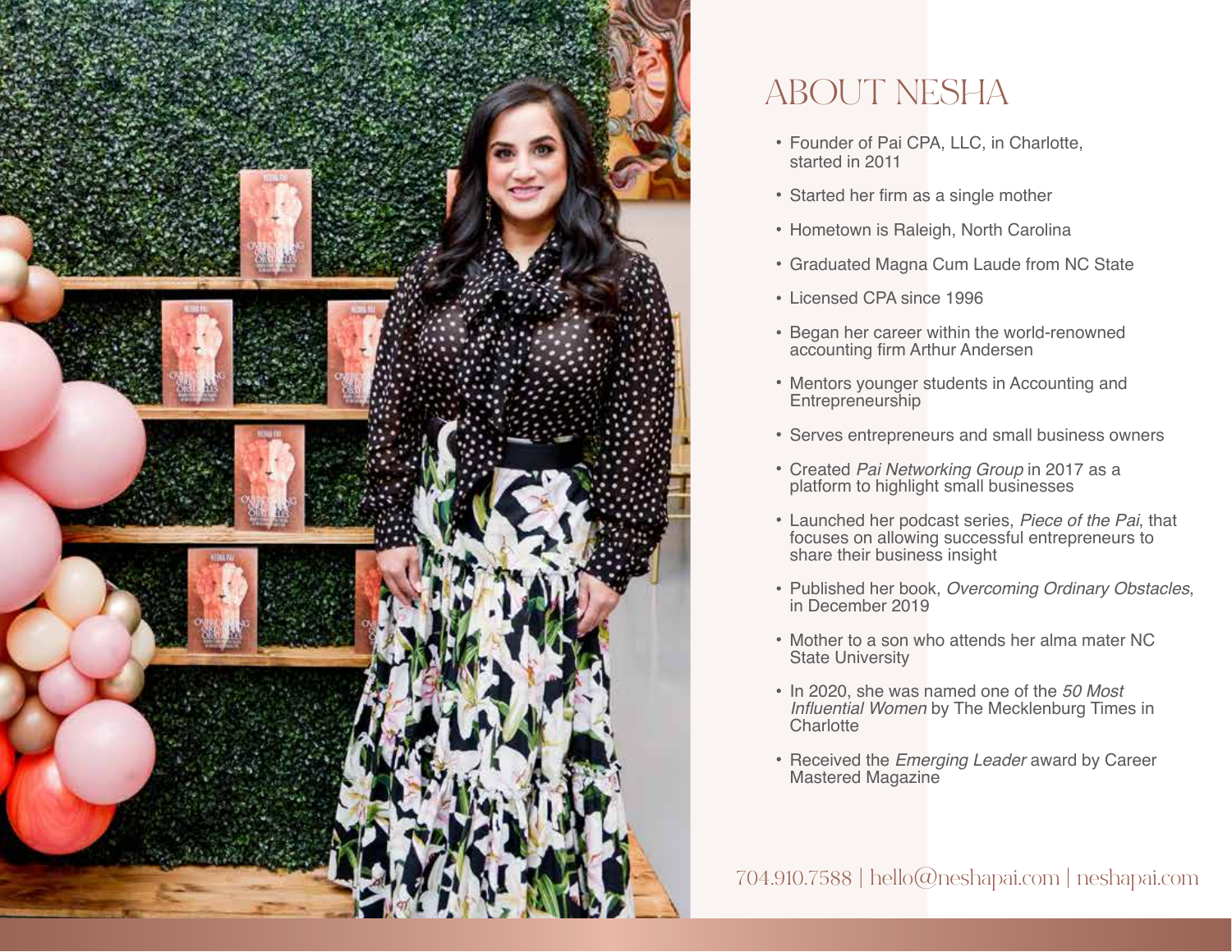# ABOUT NESHA

- Founder of Pai CPA, LLC, in Charlotte, started in 2011
- Started her firm as a single mother
- Hometown is Raleigh, North Carolina
- Graduated Magna Cum Laude from NC State
- Licensed CPA since 1996
- Began her career within the world-renowned accounting firm Arthur Andersen
- Mentors younger students in Accounting and Entrepreneurship
- Serves entrepreneurs and small business owners
- Created *Pai Networking Group* in 2017 as a platform to highlight small businesses
- Launched her podcast series, *Piece of the Pai*, that focuses on allowing successful entrepreneurs to share their business insight
- Published her book, *Overcoming Ordinary Obstacles*, in December 2019
- Mother to a son who attends her alma mater NC State University
- In 2020, she was named one of the *50 Most Influential Women* by The Mecklenburg Times in Charlotte
- Received the *Emerging Leader* award by Career Mastered Magazine

704.910.7588 | hello@neshapai.com | neshapai.com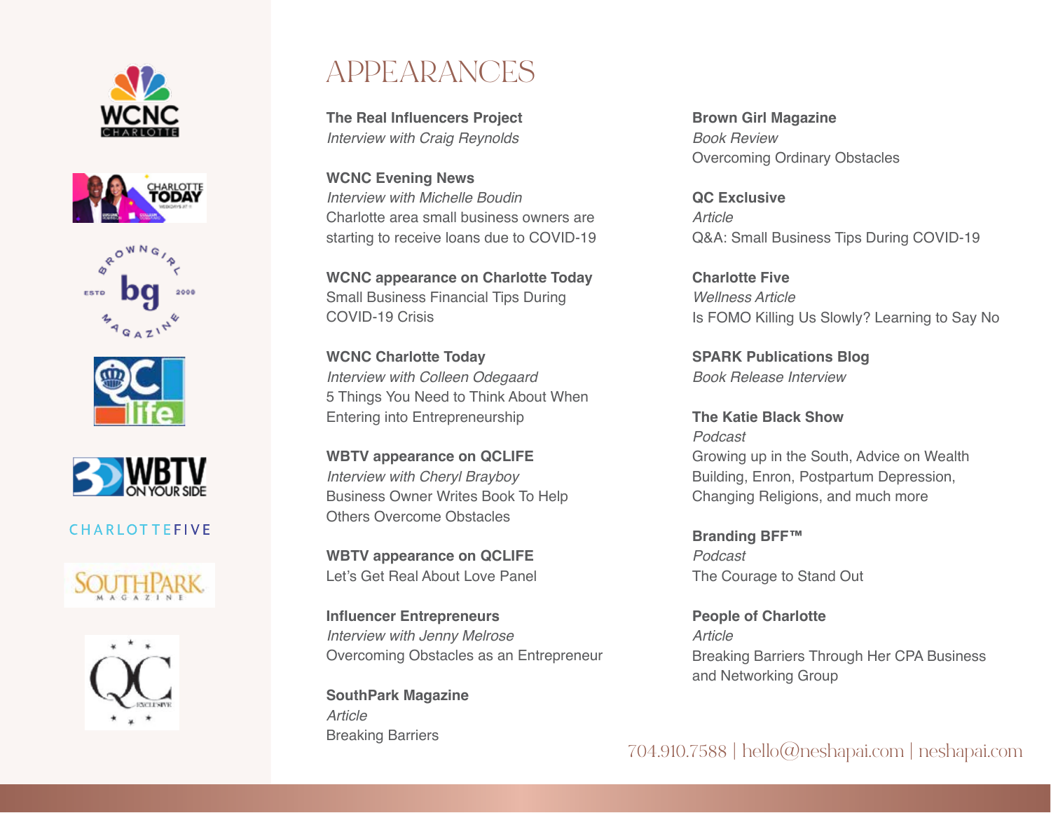# APPEARANCES

**The Real Influencers Project**
*Interview with Craig Reynolds*

**WCNC Evening News**
*Interview with Michelle Boudin*
Charlotte area small business owners are starting to receive loans due to COVID-19

**WCNC appearance on Charlotte Today**
Small Business Financial Tips During COVID-19 Crisis

**WCNC Charlotte Today**
*Interview with Colleen Odegaard*
5 Things You Need to Think About When Entering into Entrepreneurship

**WBTV appearance on QCLIFE**
*Interview with Cheryl Brayboy*
Business Owner Writes Book To Help Others Overcome Obstacles

**WBTV appearance on QCLIFE**
Let's Get Real About Love Panel

**Influencer Entrepreneurs**
*Interview with Jenny Melrose*
Overcoming Obstacles as an Entrepreneur

**SouthPark Magazine**
*Article*
Breaking Barriers

**Brown Girl Magazine**
*Book Review*
Overcoming Ordinary Obstacles

**QC Exclusive**
*Article*
Q&A: Small Business Tips During COVID-19

**Charlotte Five**
*Wellness Article*
Is FOMO Killing Us Slowly? Learning to Say No

**SPARK Publications Blog**
*Book Release Interview*

**The Katie Black Show**
*Podcast*
Growing up in the South, Advice on Wealth Building, Enron, Postpartum Depression, Changing Religions, and much more

**Branding BFF™**
*Podcast*
The Courage to Stand Out

**People of Charlotte**
*Article*
Breaking Barriers Through Her CPA Business and Networking Group

704.910.7588 | hello@neshapai.com | neshapai.com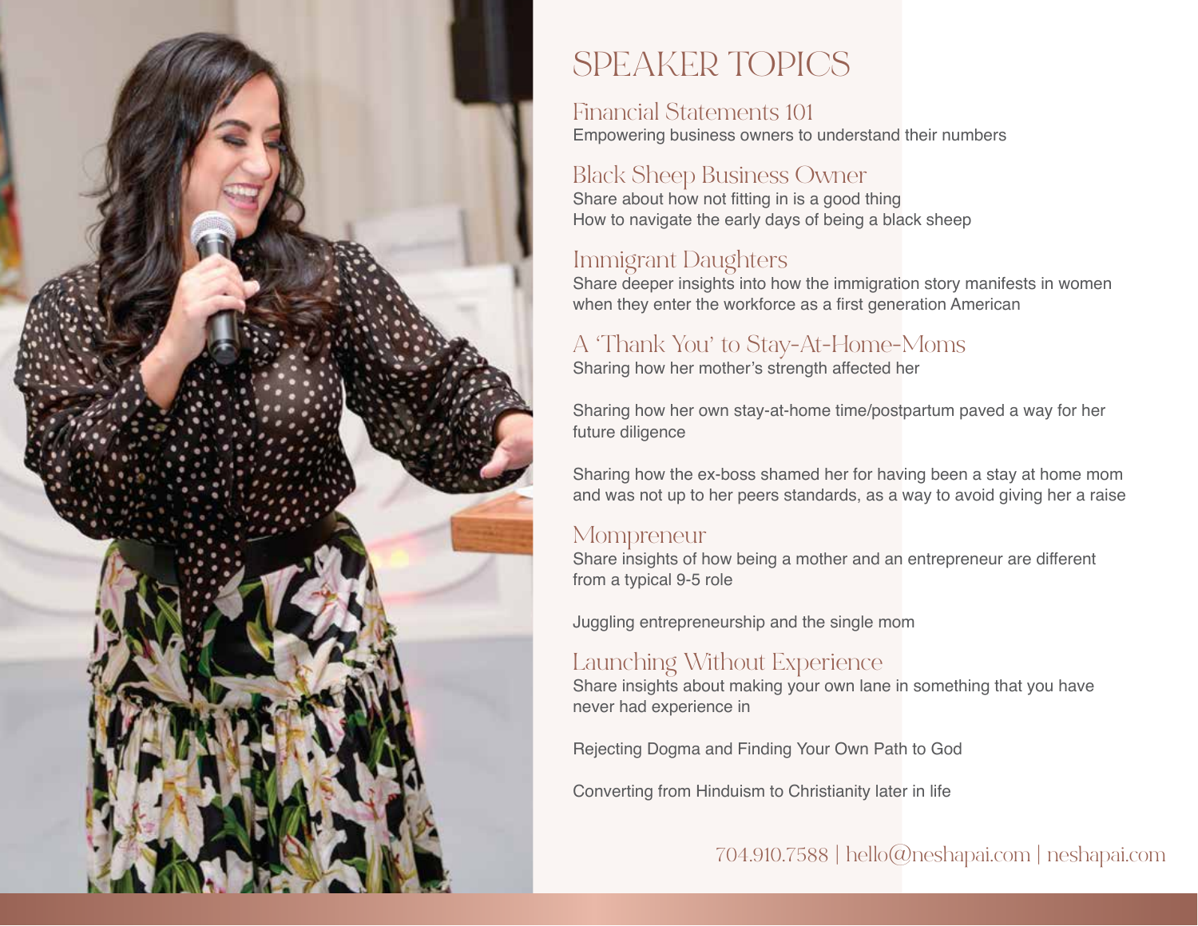# SPEAKER TOPICS

## Financial Statements 101

Empowering business owners to understand their numbers

## Black Sheep Business Owner

Share about how not fitting in is a good thing
How to navigate the early days of being a black sheep

## Immigrant Daughters

Share deeper insights into how the immigration story manifests in women when they enter the workforce as a first generation American

## A 'Thank You' to Stay-At-Home-Moms

Sharing how her mother's strength affected her

Sharing how her own stay-at-home time/postpartum paved a way for her future diligence

Sharing how the ex-boss shamed her for having been a stay at home mom and was not up to her peers standards, as a way to avoid giving her a raise

## Mompreneur

Share insights of how being a mother and an entrepreneur are different from a typical 9-5 role

Juggling entrepreneurship and the single mom

## Launching Without Experience

Share insights about making your own lane in something that you have never had experience in

Rejecting Dogma and Finding Your Own Path to God

Converting from Hinduism to Christianity later in life

704.910.7588 | hello@neshapai.com | neshapai.com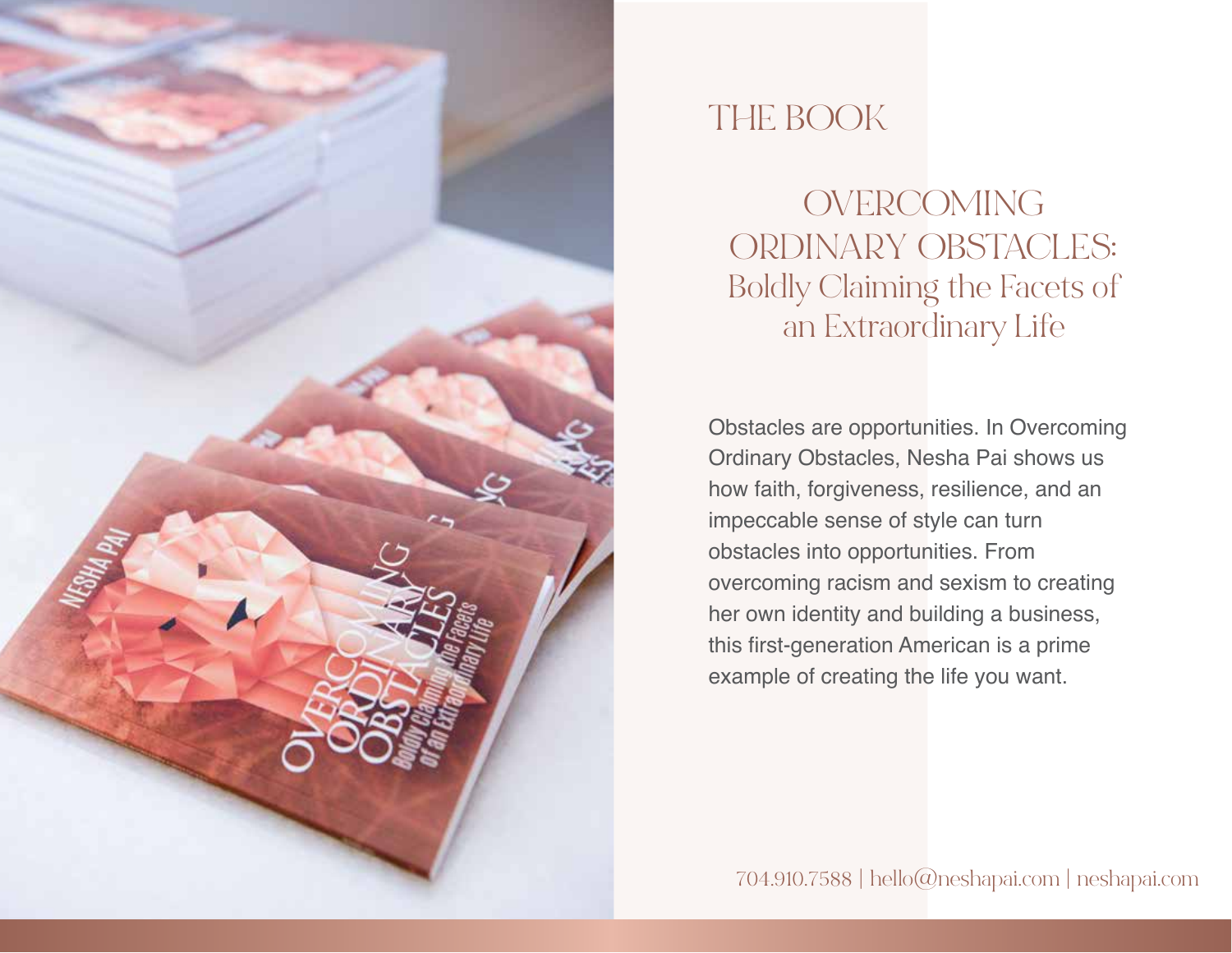# THE BOOK

## OVERCOMING ORDINARY OBSTACLES: Boldly Claiming the Facets of an Extraordinary Life

Obstacles are opportunities. In Overcoming Ordinary Obstacles, Nesha Pai shows us how faith, forgiveness, resilience, and an impeccable sense of style can turn obstacles into opportunities. From overcoming racism and sexism to creating her own identity and building a business, this first-generation American is a prime example of creating the life you want.

704.910.7588 | hello@neshapai.com | neshapai.com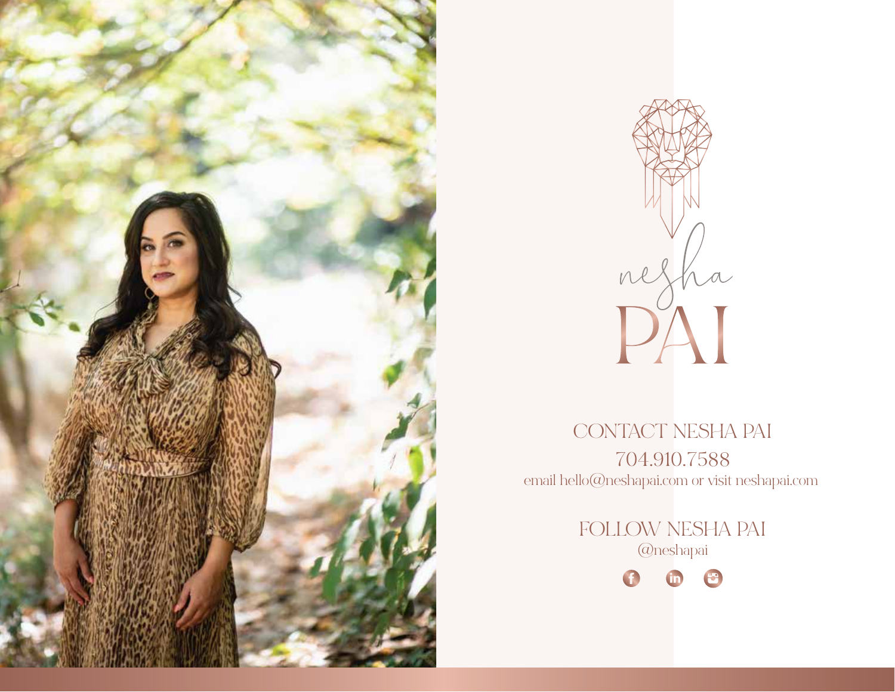nesha

PAI

## CONTACT NESHA PAI

704.910.7588

email hello@neshapai.com or visit neshapai.com

## FOLLOW NESHA PAI

@neshapai